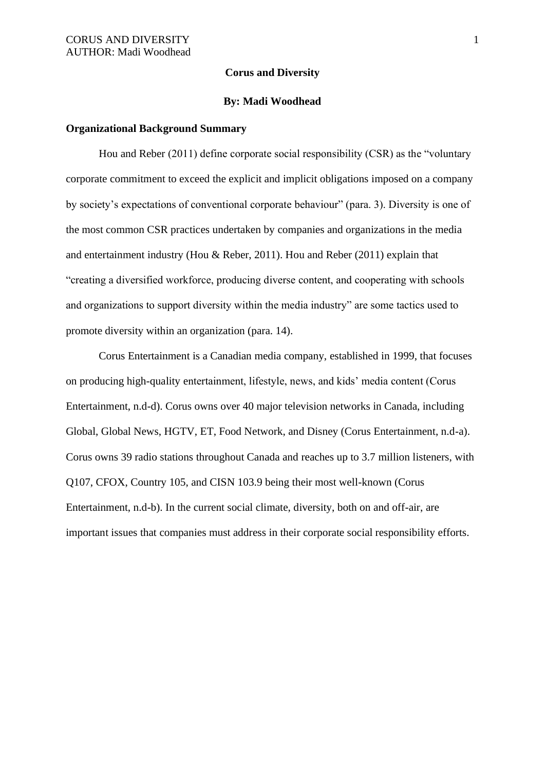# Corus and Diversity

**By: Madi Woodhead**

## Organizational Background Summary

Hou and Reber (2011) define corporate social responsibility (CSR) as the "voluntary corporate commitment to exceed the explicit and implicit obligations imposed on a company by society's expectations of conventional corporate behaviour" (para. 3). Diversity is one of the most common CSR practices undertaken by companies and organizations in the media and entertainment industry (Hou & Reber, 2011). Hou and Reber (2011) explain that "creating a diversified workforce, producing diverse content, and cooperating with schools and organizations to support diversity within the media industry" are some tactics used to promote diversity within an organization (para. 14).

Corus Entertainment is a Canadian media company, established in 1999, that focuses on producing high-quality entertainment, lifestyle, news, and kids' media content (Corus Entertainment, n.d-d). Corus owns over 40 major television networks in Canada, including Global, Global News, HGTV, ET, Food Network, and Disney (Corus Entertainment, n.d-a). Corus owns 39 radio stations throughout Canada and reaches up to 3.7 million listeners, with Q107, CFOX, Country 105, and CISN 103.9 being their most well-known (Corus Entertainment, n.d-b). In the current social climate, diversity, both on and off-air, are important issues that companies must address in their corporate social responsibility efforts.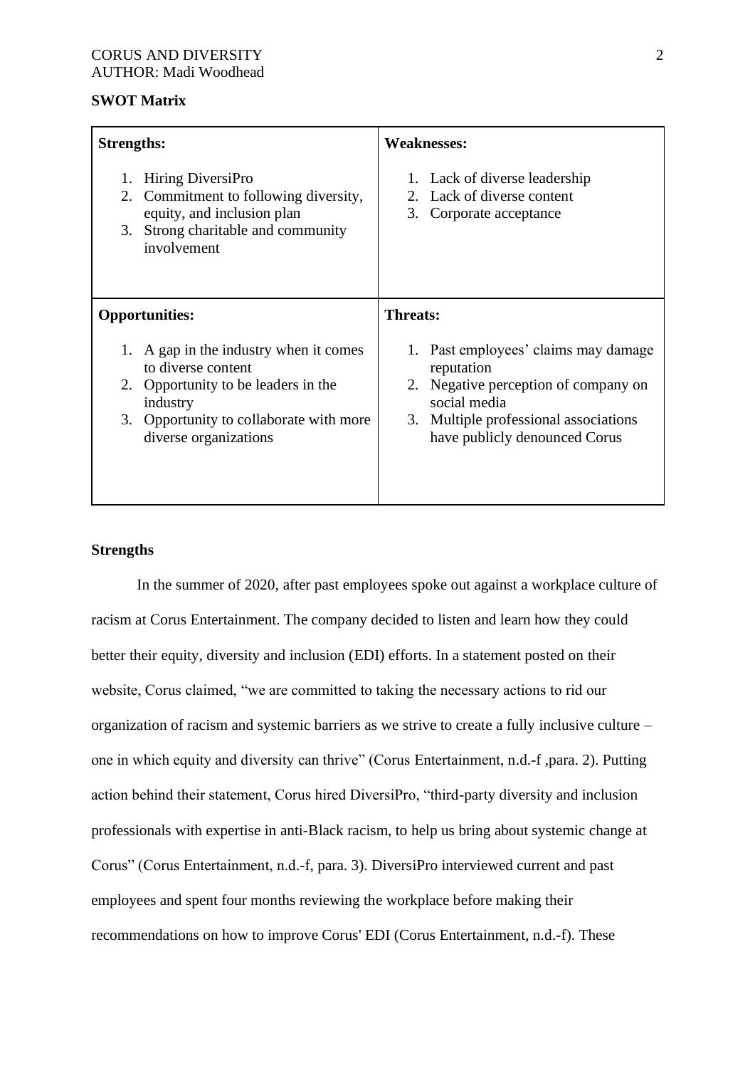**SWOT Matrix**

| **Strengths:** | **Weaknesses:** |
|---|---|
| 1. Hiring DiversiPro<br>2. Commitment to following diversity, equity, and inclusion plan<br>3. Strong charitable and community involvement | 1. Lack of diverse leadership<br>2. Lack of diverse content<br>3. Corporate acceptance |
| **Opportunities:** | **Threats:** |
| 1. A gap in the industry when it comes to diverse content<br>2. Opportunity to be leaders in the industry<br>3. Opportunity to collaborate with more diverse organizations | 1. Past employees' claims may damage reputation<br>2. Negative perception of company on social media<br>3. Multiple professional associations have publicly denounced Corus |

**Strengths**

In the summer of 2020, after past employees spoke out against a workplace culture of racism at Corus Entertainment. The company decided to listen and learn how they could better their equity, diversity and inclusion (EDI) efforts. In a statement posted on their website, Corus claimed, "we are committed to taking the necessary actions to rid our organization of racism and systemic barriers as we strive to create a fully inclusive culture – one in which equity and diversity can thrive" (Corus Entertainment, n.d.-f ,para. 2). Putting action behind their statement, Corus hired DiversiPro, "third-party diversity and inclusion professionals with expertise in anti-Black racism, to help us bring about systemic change at Corus" (Corus Entertainment, n.d.-f, para. 3). DiversiPro interviewed current and past employees and spent four months reviewing the workplace before making their recommendations on how to improve Corus' EDI (Corus Entertainment, n.d.-f). These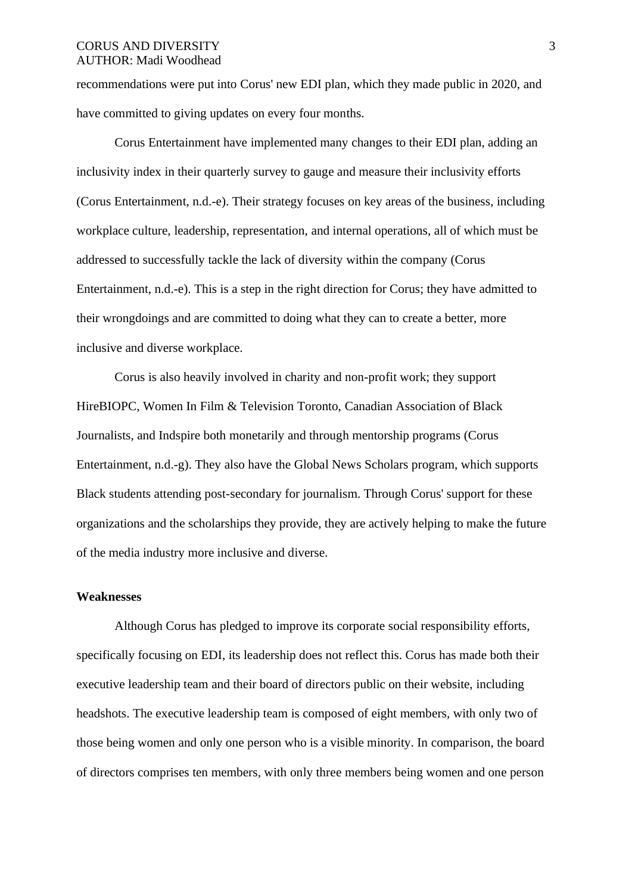recommendations were put into Corus' new EDI plan, which they made public in 2020, and have committed to giving updates on every four months.

Corus Entertainment have implemented many changes to their EDI plan, adding an inclusivity index in their quarterly survey to gauge and measure their inclusivity efforts (Corus Entertainment, n.d.-e). Their strategy focuses on key areas of the business, including workplace culture, leadership, representation, and internal operations, all of which must be addressed to successfully tackle the lack of diversity within the company (Corus Entertainment, n.d.-e). This is a step in the right direction for Corus; they have admitted to their wrongdoings and are committed to doing what they can to create a better, more inclusive and diverse workplace.

Corus is also heavily involved in charity and non-profit work; they support HireBIOPC, Women In Film & Television Toronto, Canadian Association of Black Journalists, and Indspire both monetarily and through mentorship programs (Corus Entertainment, n.d.-g). They also have the Global News Scholars program, which supports Black students attending post-secondary for journalism. Through Corus' support for these organizations and the scholarships they provide, they are actively helping to make the future of the media industry more inclusive and diverse.

**Weaknesses**

Although Corus has pledged to improve its corporate social responsibility efforts, specifically focusing on EDI, its leadership does not reflect this. Corus has made both their executive leadership team and their board of directors public on their website, including headshots. The executive leadership team is composed of eight members, with only two of those being women and only one person who is a visible minority. In comparison, the board of directors comprises ten members, with only three members being women and one person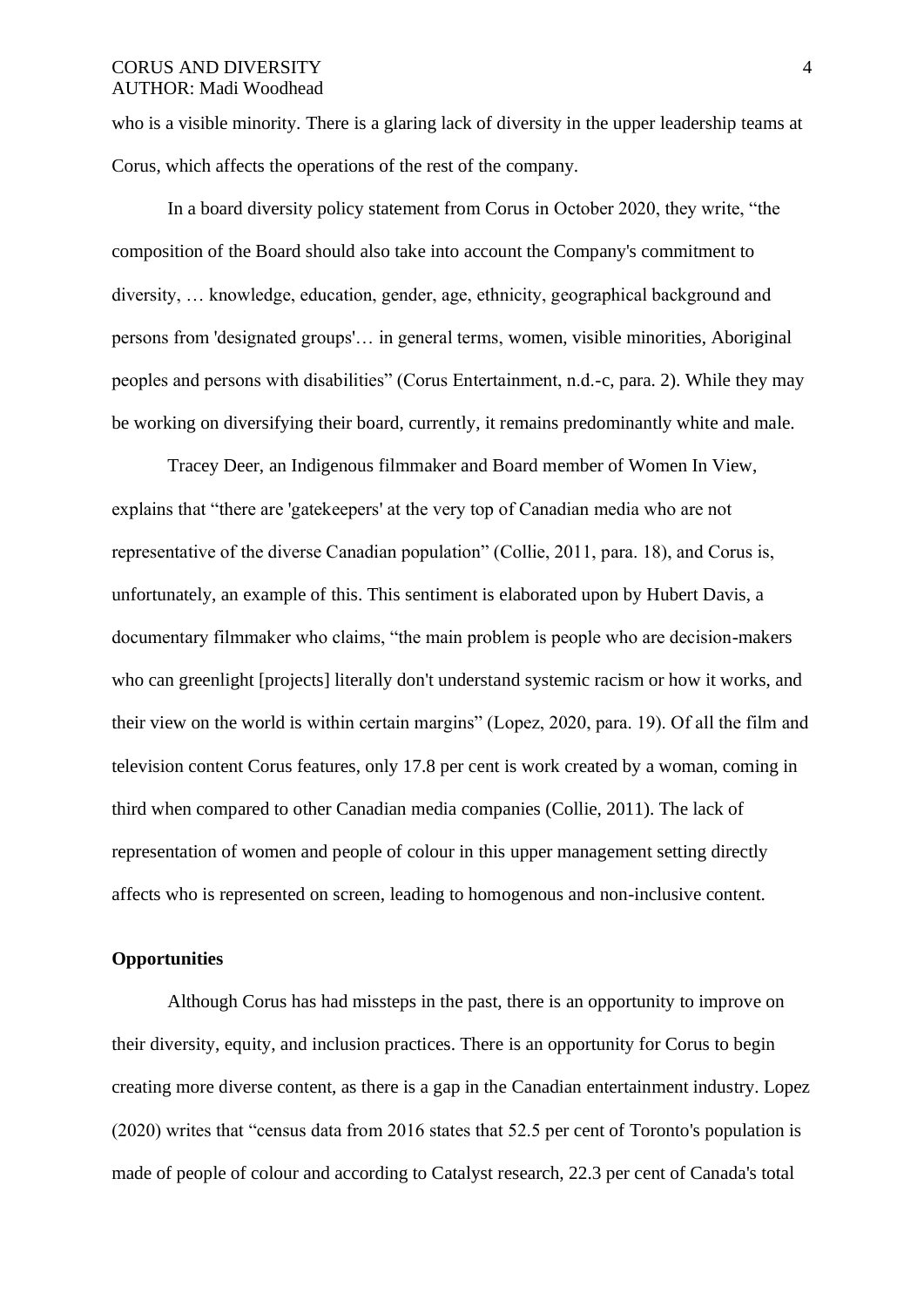who is a visible minority. There is a glaring lack of diversity in the upper leadership teams at Corus, which affects the operations of the rest of the company.

In a board diversity policy statement from Corus in October 2020, they write, "the composition of the Board should also take into account the Company's commitment to diversity, … knowledge, education, gender, age, ethnicity, geographical background and persons from 'designated groups'… in general terms, women, visible minorities, Aboriginal peoples and persons with disabilities" (Corus Entertainment, n.d.-c, para. 2). While they may be working on diversifying their board, currently, it remains predominantly white and male.

Tracey Deer, an Indigenous filmmaker and Board member of Women In View, explains that "there are 'gatekeepers' at the very top of Canadian media who are not representative of the diverse Canadian population" (Collie, 2011, para. 18), and Corus is, unfortunately, an example of this. This sentiment is elaborated upon by Hubert Davis, a documentary filmmaker who claims, "the main problem is people who are decision-makers who can greenlight [projects] literally don't understand systemic racism or how it works, and their view on the world is within certain margins" (Lopez, 2020, para. 19). Of all the film and television content Corus features, only 17.8 per cent is work created by a woman, coming in third when compared to other Canadian media companies (Collie, 2011). The lack of representation of women and people of colour in this upper management setting directly affects who is represented on screen, leading to homogenous and non-inclusive content.

**Opportunities**

Although Corus has had missteps in the past, there is an opportunity to improve on their diversity, equity, and inclusion practices. There is an opportunity for Corus to begin creating more diverse content, as there is a gap in the Canadian entertainment industry. Lopez (2020) writes that "census data from 2016 states that 52.5 per cent of Toronto's population is made of people of colour and according to Catalyst research, 22.3 per cent of Canada's total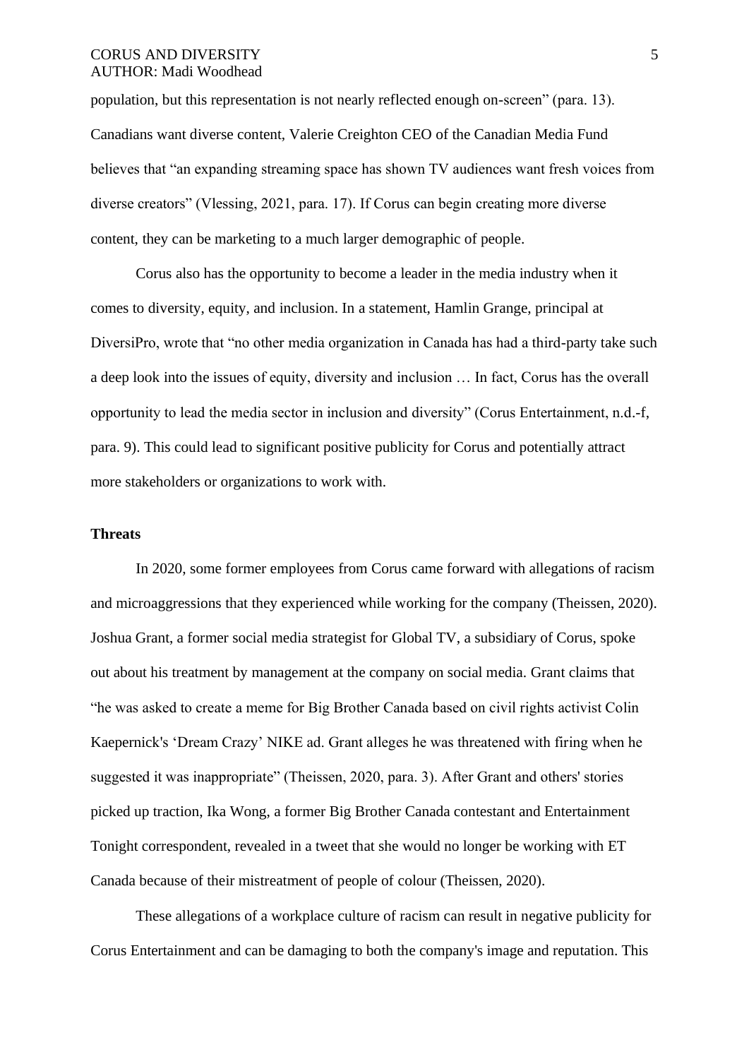population, but this representation is not nearly reflected enough on-screen" (para. 13). Canadians want diverse content, Valerie Creighton CEO of the Canadian Media Fund believes that "an expanding streaming space has shown TV audiences want fresh voices from diverse creators" (Vlessing, 2021, para. 17). If Corus can begin creating more diverse content, they can be marketing to a much larger demographic of people.

Corus also has the opportunity to become a leader in the media industry when it comes to diversity, equity, and inclusion. In a statement, Hamlin Grange, principal at DiversiPro, wrote that "no other media organization in Canada has had a third-party take such a deep look into the issues of equity, diversity and inclusion … In fact, Corus has the overall opportunity to lead the media sector in inclusion and diversity" (Corus Entertainment, n.d.-f, para. 9). This could lead to significant positive publicity for Corus and potentially attract more stakeholders or organizations to work with.

**Threats**

In 2020, some former employees from Corus came forward with allegations of racism and microaggressions that they experienced while working for the company (Theissen, 2020). Joshua Grant, a former social media strategist for Global TV, a subsidiary of Corus, spoke out about his treatment by management at the company on social media. Grant claims that "he was asked to create a meme for Big Brother Canada based on civil rights activist Colin Kaepernick's 'Dream Crazy' NIKE ad. Grant alleges he was threatened with firing when he suggested it was inappropriate" (Theissen, 2020, para. 3). After Grant and others' stories picked up traction, Ika Wong, a former Big Brother Canada contestant and Entertainment Tonight correspondent, revealed in a tweet that she would no longer be working with ET Canada because of their mistreatment of people of colour (Theissen, 2020).

These allegations of a workplace culture of racism can result in negative publicity for Corus Entertainment and can be damaging to both the company's image and reputation. This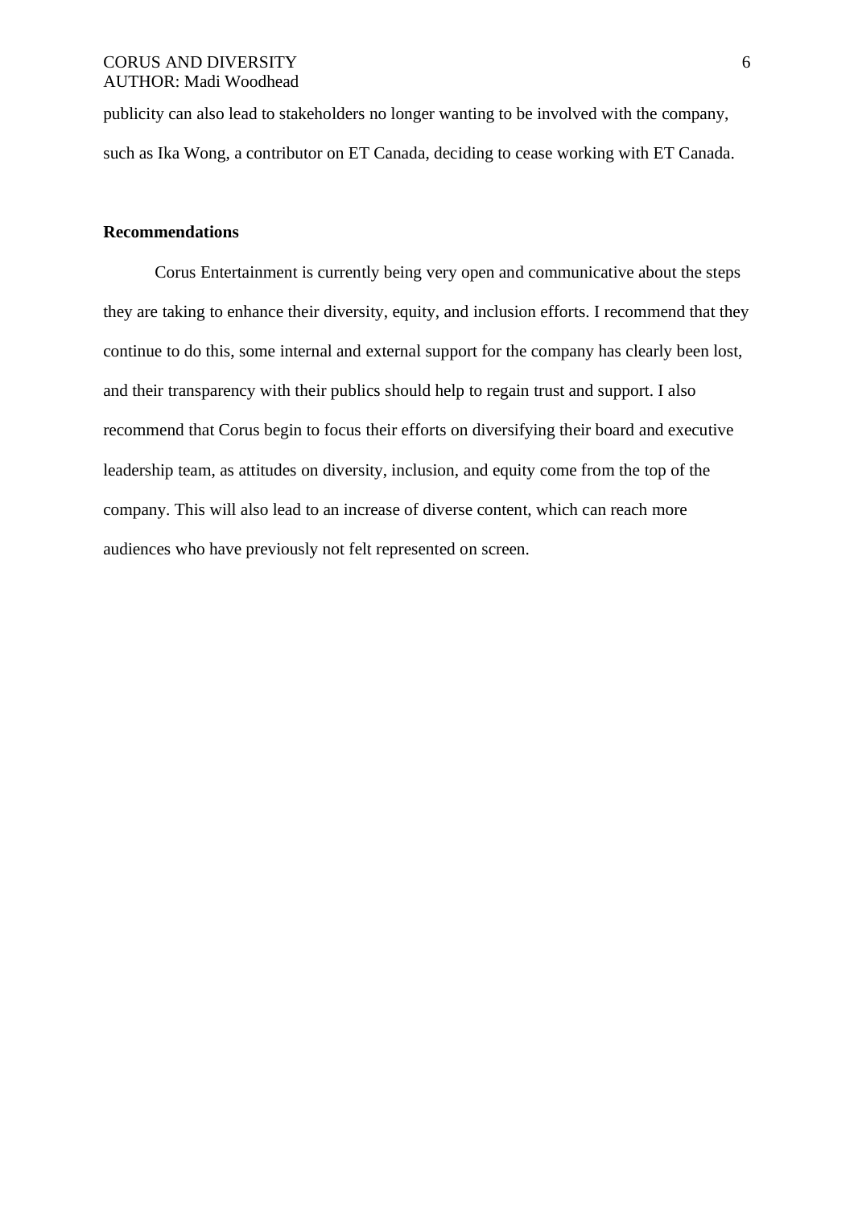publicity can also lead to stakeholders no longer wanting to be involved with the company, such as Ika Wong, a contributor on ET Canada, deciding to cease working with ET Canada.

**Recommendations**

Corus Entertainment is currently being very open and communicative about the steps they are taking to enhance their diversity, equity, and inclusion efforts. I recommend that they continue to do this, some internal and external support for the company has clearly been lost, and their transparency with their publics should help to regain trust and support. I also recommend that Corus begin to focus their efforts on diversifying their board and executive leadership team, as attitudes on diversity, inclusion, and equity come from the top of the company. This will also lead to an increase of diverse content, which can reach more audiences who have previously not felt represented on screen.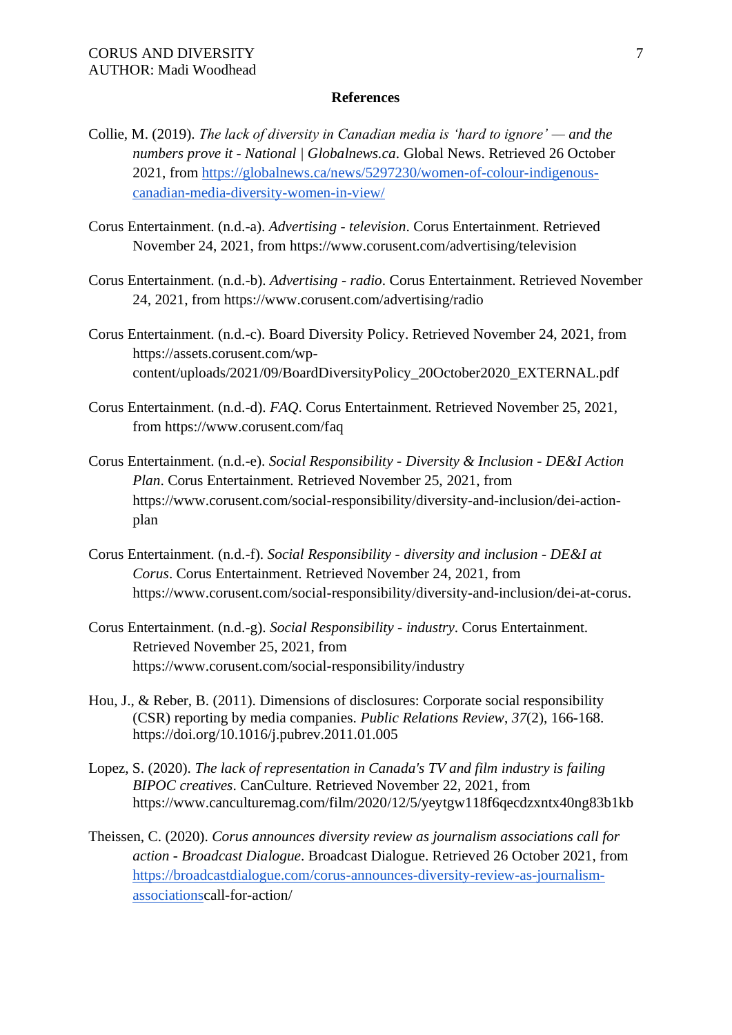# References

Collie, M. (2019). *The lack of diversity in Canadian media is 'hard to ignore' — and the numbers prove it - National | Globalnews.ca*. Global News. Retrieved 26 October 2021, from https://globalnews.ca/news/5297230/women-of-colour-indigenous-canadian-media-diversity-women-in-view/

Corus Entertainment. (n.d.-a). *Advertising - television*. Corus Entertainment. Retrieved November 24, 2021, from https://www.corusent.com/advertising/television

Corus Entertainment. (n.d.-b). *Advertising - radio*. Corus Entertainment. Retrieved November 24, 2021, from https://www.corusent.com/advertising/radio

Corus Entertainment. (n.d.-c). Board Diversity Policy. Retrieved November 24, 2021, from https://assets.corusent.com/wp-content/uploads/2021/09/BoardDiversityPolicy_20October2020_EXTERNAL.pdf

Corus Entertainment. (n.d.-d). *FAQ*. Corus Entertainment. Retrieved November 25, 2021, from https://www.corusent.com/faq

Corus Entertainment. (n.d.-e). *Social Responsibility - Diversity & Inclusion - DE&I Action Plan*. Corus Entertainment. Retrieved November 25, 2021, from https://www.corusent.com/social-responsibility/diversity-and-inclusion/dei-action-plan

Corus Entertainment. (n.d.-f). *Social Responsibility - diversity and inclusion - DE&I at Corus*. Corus Entertainment. Retrieved November 24, 2021, from https://www.corusent.com/social-responsibility/diversity-and-inclusion/dei-at-corus.

Corus Entertainment. (n.d.-g). *Social Responsibility - industry*. Corus Entertainment. Retrieved November 25, 2021, from https://www.corusent.com/social-responsibility/industry

Hou, J., & Reber, B. (2011). Dimensions of disclosures: Corporate social responsibility (CSR) reporting by media companies. *Public Relations Review*, *37*(2), 166-168. https://doi.org/10.1016/j.pubrev.2011.01.005

Lopez, S. (2020). *The lack of representation in Canada's TV and film industry is failing BIPOC creatives*. CanCulture. Retrieved November 22, 2021, from https://www.canculturemag.com/film/2020/12/5/yeytgw118f6qecdzxntx40ng83b1kb

Theissen, C. (2020). *Corus announces diversity review as journalism associations call for action - Broadcast Dialogue*. Broadcast Dialogue. Retrieved 26 October 2021, from https://broadcastdialogue.com/corus-announces-diversity-review-as-journalism-associationscall-for-action/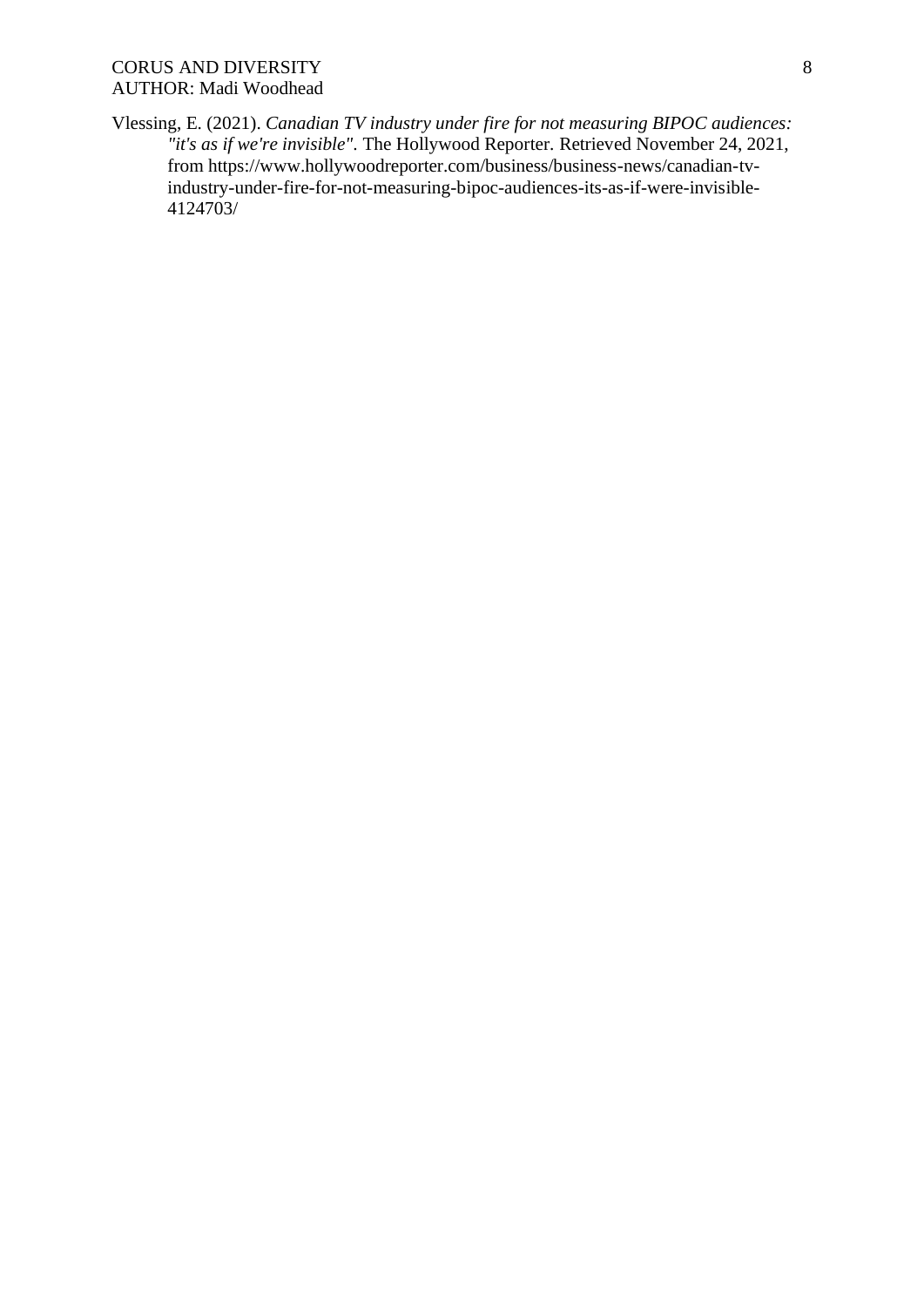Vlessing, E. (2021). *Canadian TV industry under fire for not measuring BIPOC audiences: "it's as if we're invisible".* The Hollywood Reporter. Retrieved November 24, 2021, from https://www.hollywoodreporter.com/business/business-news/canadian-tv-industry-under-fire-for-not-measuring-bipoc-audiences-its-as-if-were-invisible-4124703/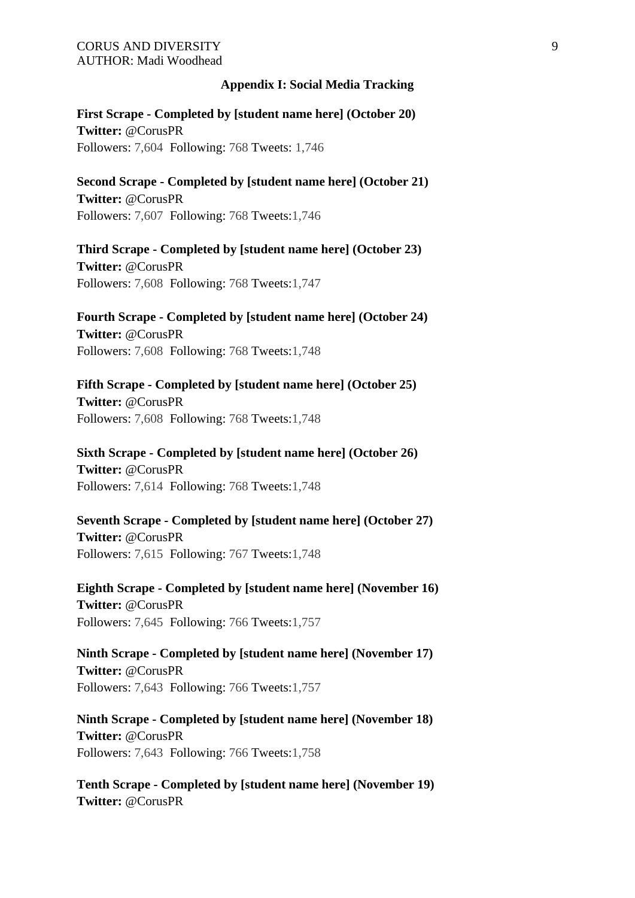## Appendix I: Social Media Tracking

**First Scrape - Completed by [student name here] (October 20)**
**Twitter:** @CorusPR
Followers: 7,604 Following: 768 Tweets: 1,746

**Second Scrape - Completed by [student name here] (October 21)**
**Twitter:** @CorusPR
Followers: 7,607 Following: 768 Tweets:1,746

**Third Scrape - Completed by [student name here] (October 23)**
**Twitter:** @CorusPR
Followers: 7,608 Following: 768 Tweets:1,747

**Fourth Scrape - Completed by [student name here] (October 24)**
**Twitter:** @CorusPR
Followers: 7,608 Following: 768 Tweets:1,748

**Fifth Scrape - Completed by [student name here] (October 25)**
**Twitter:** @CorusPR
Followers: 7,608 Following: 768 Tweets:1,748

**Sixth Scrape - Completed by [student name here] (October 26)**
**Twitter:** @CorusPR
Followers: 7,614 Following: 768 Tweets:1,748

**Seventh Scrape - Completed by [student name here] (October 27)**
**Twitter:** @CorusPR
Followers: 7,615 Following: 767 Tweets:1,748

**Eighth Scrape - Completed by [student name here] (November 16)**
**Twitter:** @CorusPR
Followers: 7,645 Following: 766 Tweets:1,757

**Ninth Scrape - Completed by [student name here] (November 17)**
**Twitter:** @CorusPR
Followers: 7,643 Following: 766 Tweets:1,757

**Ninth Scrape - Completed by [student name here] (November 18)**
**Twitter:** @CorusPR
Followers: 7,643 Following: 766 Tweets:1,758

**Tenth Scrape - Completed by [student name here] (November 19)**
**Twitter:** @CorusPR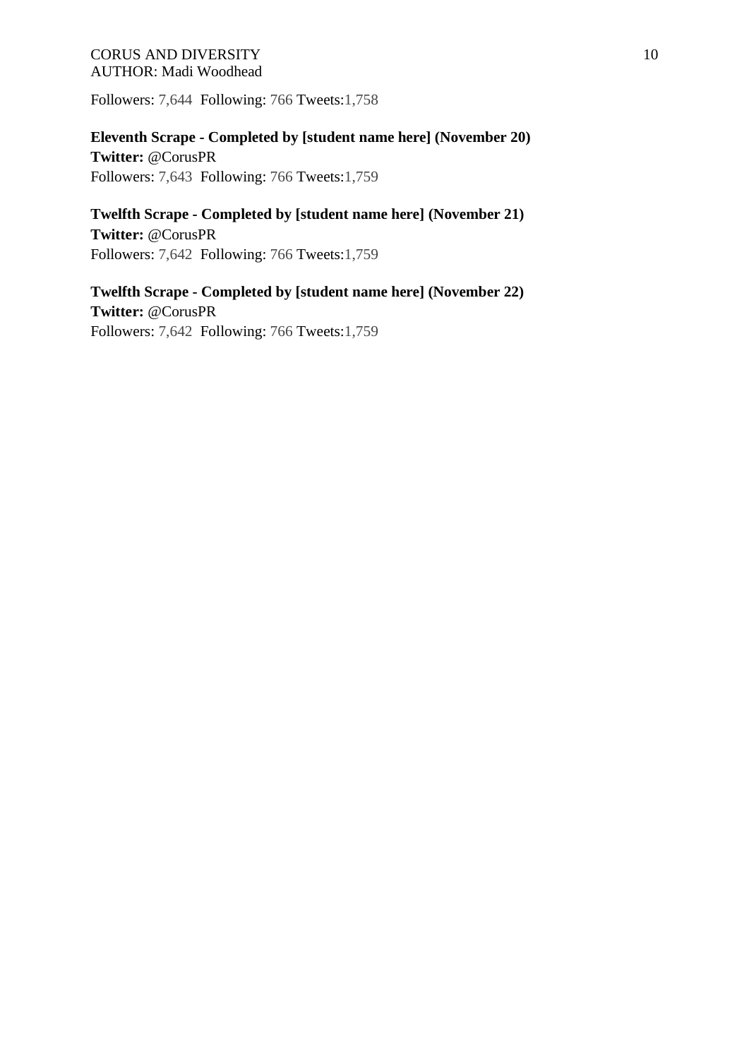Followers: 7,644  Following: 766 Tweets:1,758

**Eleventh Scrape - Completed by [student name here] (November 20)**
**Twitter:** @CorusPR
Followers: 7,643  Following: 766 Tweets:1,759

**Twelfth Scrape - Completed by [student name here] (November 21)**
**Twitter:** @CorusPR
Followers: 7,642  Following: 766 Tweets:1,759

**Twelfth Scrape - Completed by [student name here] (November 22)**
**Twitter:** @CorusPR
Followers: 7,642  Following: 766 Tweets:1,759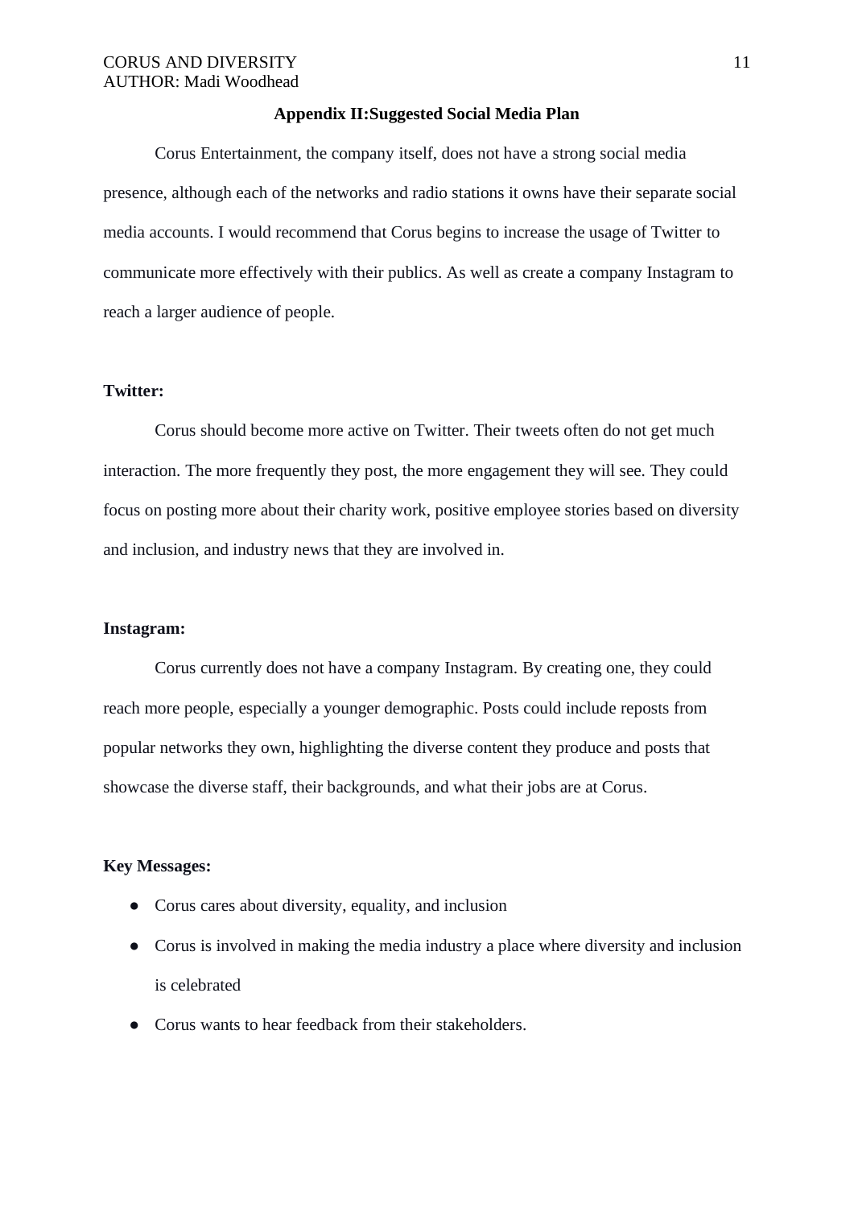## Appendix II:Suggested Social Media Plan

Corus Entertainment, the company itself, does not have a strong social media presence, although each of the networks and radio stations it owns have their separate social media accounts. I would recommend that Corus begins to increase the usage of Twitter to communicate more effectively with their publics. As well as create a company Instagram to reach a larger audience of people.

**Twitter:**

Corus should become more active on Twitter. Their tweets often do not get much interaction. The more frequently they post, the more engagement they will see. They could focus on posting more about their charity work, positive employee stories based on diversity and inclusion, and industry news that they are involved in.

**Instagram:**

Corus currently does not have a company Instagram. By creating one, they could reach more people, especially a younger demographic. Posts could include reposts from popular networks they own, highlighting the diverse content they produce and posts that showcase the diverse staff, their backgrounds, and what their jobs are at Corus.

**Key Messages:**

- Corus cares about diversity, equality, and inclusion
- Corus is involved in making the media industry a place where diversity and inclusion is celebrated
- Corus wants to hear feedback from their stakeholders.